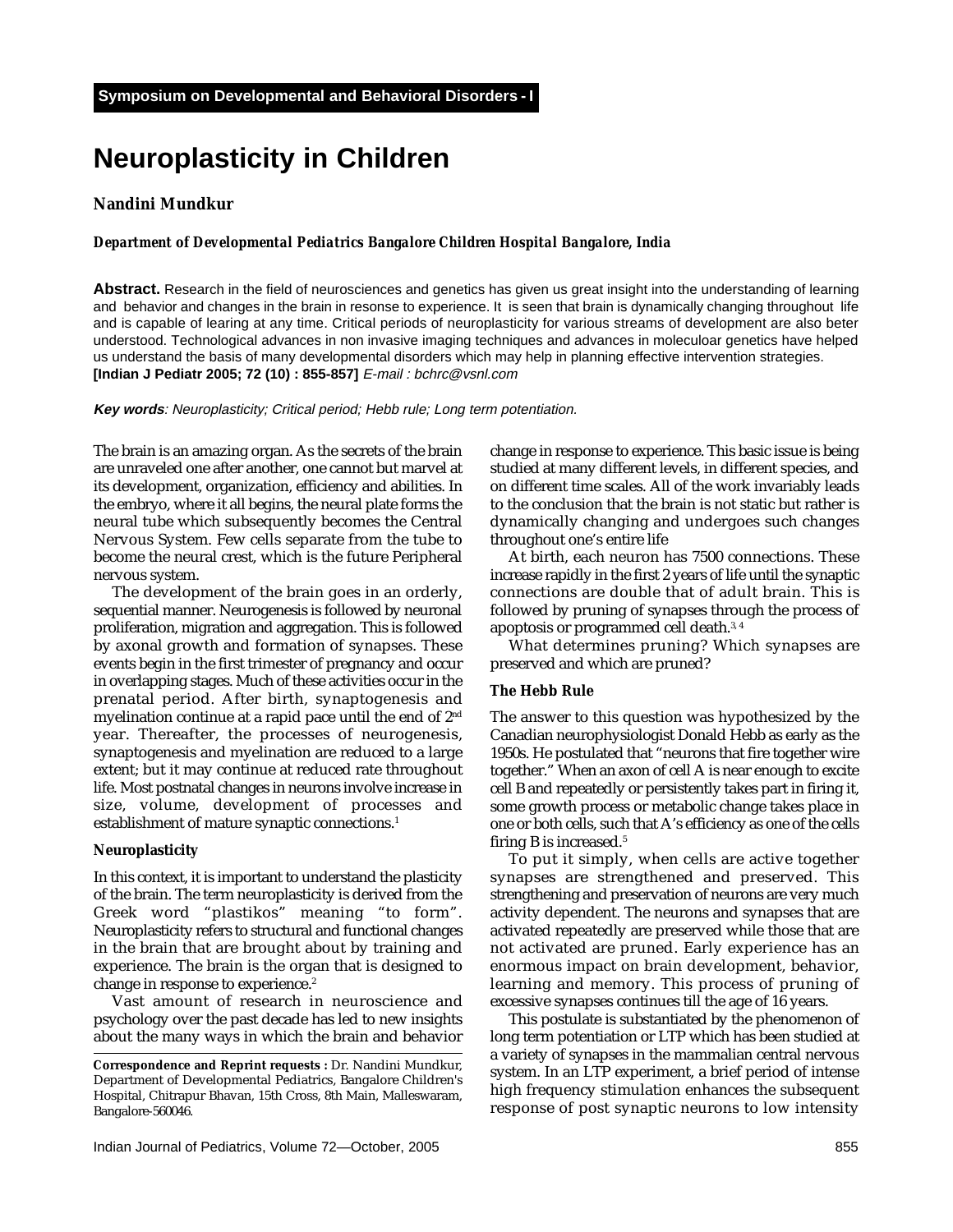**Symposium on Developmental and Behavioral Disorders - I**

# Neuroplasticity in Children

**Nandini Mundkur**

***Department of Developmental Pediatrics Bangalore Children Hospital Bangalore, India***

**Abstract.** Research in the field of neurosciences and genetics has given us great insight into the understanding of learning and behavior and changes in the brain in resonse to experience. It is seen that brain is dynamically changing throughout life and is capable of learing at any time. Critical periods of neuroplasticity for various streams of development are also beter understood. Technological advances in non invasive imaging techniques and advances in moleculoar genetics have helped us understand the basis of many developmental disorders which may help in planning effective intervention strategies. **[Indian J Pediatr 2005; 72 (10) : 855-857]** *E-mail : bchrc@vsnl.com*

***Key words**: Neuroplasticity; Critical period; Hebb rule; Long term potentiation.*

The brain is an amazing organ. As the secrets of the brain are unraveled one after another, one cannot but marvel at its development, organization, efficiency and abilities. In the embryo, where it all begins, the neural plate forms the neural tube which subsequently becomes the Central Nervous System. Few cells separate from the tube to become the neural crest, which is the future Peripheral nervous system.

The development of the brain goes in an orderly, sequential manner. Neurogenesis is followed by neuronal proliferation, migration and aggregation. This is followed by axonal growth and formation of synapses. These events begin in the first trimester of pregnancy and occur in overlapping stages. Much of these activities occur in the prenatal period. After birth, synaptogenesis and myelination continue at a rapid pace until the end of 2nd year. Thereafter, the processes of neurogenesis, synaptogenesis and myelination are reduced to a large extent; but it may continue at reduced rate throughout life. Most postnatal changes in neurons involve increase in size, volume, development of processes and establishment of mature synaptic connections.[1]

### Neuroplasticity

In this context, it is important to understand the plasticity of the brain. The term neuroplasticity is derived from the Greek word "plastikos" meaning "to form". Neuroplasticity refers to structural and functional changes in the brain that are brought about by training and experience. The brain is the organ that is designed to change in response to experience.[2]

Vast amount of research in neuroscience and psychology over the past decade has led to new insights about the many ways in which the brain and behavior change in response to experience. This basic issue is being studied at many different levels, in different species, and on different time scales. All of the work invariably leads to the conclusion that the brain is not static but rather is dynamically changing and undergoes such changes throughout one's entire life

At birth, each neuron has 7500 connections. These increase rapidly in the first 2 years of life until the synaptic connections are double that of adult brain. This is followed by pruning of synapses through the process of apoptosis or programmed cell death.[3,4]

What determines pruning? Which synapses are preserved and which are pruned?

### The Hebb Rule

The answer to this question was hypothesized by the Canadian neurophysiologist Donald Hebb as early as the 1950s. He postulated that "neurons that fire together wire together." When an axon of cell A is near enough to excite cell B and repeatedly or persistently takes part in firing it, some growth process or metabolic change takes place in one or both cells, such that A's efficiency as one of the cells firing B is increased.[5]

To put it simply, when cells are active together synapses are strengthened and preserved. This strengthening and preservation of neurons are very much activity dependent. The neurons and synapses that are activated repeatedly are preserved while those that are not activated are pruned. Early experience has an enormous impact on brain development, behavior, learning and memory. This process of pruning of excessive synapses continues till the age of 16 years.

This postulate is substantiated by the phenomenon of long term potentiation or LTP which has been studied at a variety of synapses in the mammalian central nervous system. In an LTP experiment, a brief period of intense high frequency stimulation enhances the subsequent response of post synaptic neurons to low intensity

**Correspondence and Reprint requests :** Dr. Nandini Mundkur, Department of Developmental Pediatrics, Bangalore Children's Hospital, Chitrapur Bhavan, 15th Cross, 8th Main, Malleswaram, Bangalore-560046.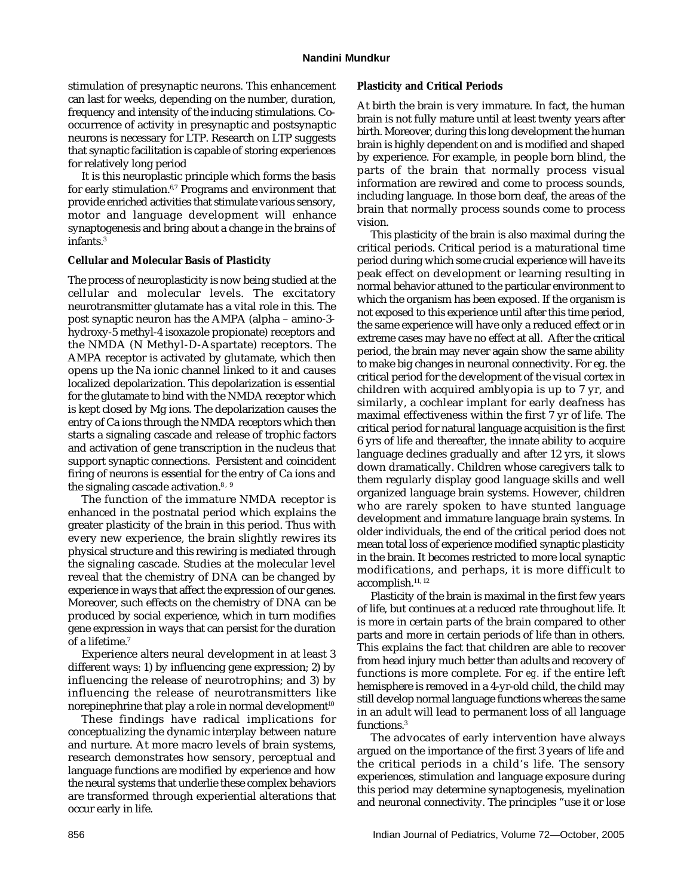stimulation of presynaptic neurons. This enhancement can last for weeks, depending on the number, duration, frequency and intensity of the inducing stimulations. Co-occurrence of activity in presynaptic and postsynaptic neurons is necessary for LTP. Research on LTP suggests that synaptic facilitation is capable of storing experiences for relatively long period

It is this neuroplastic principle which forms the basis for early stimulation.[6,7] Programs and environment that provide enriched activities that stimulate various sensory, motor and language development will enhance synaptogenesis and bring about a change in the brains of infants.[3]

**Cellular and Molecular Basis of Plasticity**

The process of neuroplasticity is now being studied at the cellular and molecular levels. The excitatory neurotransmitter glutamate has a vital role in this. The post synaptic neuron has the AMPA (alpha – amino-3-hydroxy-5 methyl-4 isoxazole propionate) receptors and the NMDA (N Methyl-D-Aspartate) receptors. The AMPA receptor is activated by glutamate, which then opens up the Na ionic channel linked to it and causes localized depolarization. This depolarization is essential for the glutamate to bind with the NMDA receptor which is kept closed by Mg ions. The depolarization causes the entry of Ca ions through the NMDA receptors which then starts a signaling cascade and release of trophic factors and activation of gene transcription in the nucleus that support synaptic connections. Persistent and coincident firing of neurons is essential for the entry of Ca ions and the signaling cascade activation.[8, 9]

The function of the immature NMDA receptor is enhanced in the postnatal period which explains the greater plasticity of the brain in this period. Thus with every new experience, the brain slightly rewires its physical structure and this rewiring is mediated through the signaling cascade. Studies at the molecular level reveal that the chemistry of DNA can be changed by experience in ways that affect the expression of our genes. Moreover, such effects on the chemistry of DNA can be produced by social experience, which in turn modifies gene expression in ways that can persist for the duration of a lifetime.[7]

Experience alters neural development in at least 3 different ways: 1) by influencing gene expression; 2) by influencing the release of neurotrophins; and 3) by influencing the release of neurotransmitters like norepinephrine that play a role in normal development[10]

These findings have radical implications for conceptualizing the dynamic interplay between nature and nurture. At more macro levels of brain systems, research demonstrates how sensory, perceptual and language functions are modified by experience and how the neural systems that underlie these complex behaviors are transformed through experiential alterations that occur early in life.

**Plasticity and Critical Periods**

At birth the brain is very immature. In fact, the human brain is not fully mature until at least twenty years after birth. Moreover, during this long development the human brain is highly dependent on and is modified and shaped by experience. For example, in people born blind, the parts of the brain that normally process visual information are rewired and come to process sounds, including language. In those born deaf, the areas of the brain that normally process sounds come to process vision.

This plasticity of the brain is also maximal during the critical periods. Critical period is a maturational time period during which some crucial experience will have its peak effect on development or learning resulting in normal behavior attuned to the particular environment to which the organism has been exposed. If the organism is not exposed to this experience until after this time period, the same experience will have only a reduced effect or in extreme cases may have no effect at all. After the critical period, the brain may never again show the same ability to make big changes in neuronal connectivity. For eg. the critical period for the development of the visual cortex in children with acquired amblyopia is up to 7 yr, and similarly, a cochlear implant for early deafness has maximal effectiveness within the first 7 yr of life. The critical period for natural language acquisition is the first 6 yrs of life and thereafter, the innate ability to acquire language declines gradually and after 12 yrs, it slows down dramatically. Children whose caregivers talk to them regularly display good language skills and well organized language brain systems. However, children who are rarely spoken to have stunted language development and immature language brain systems. In older individuals, the end of the critical period does not mean total loss of experience modified synaptic plasticity in the brain. It becomes restricted to more local synaptic modifications, and perhaps, it is more difficult to accomplish.[11, 12]

Plasticity of the brain is maximal in the first few years of life, but continues at a reduced rate throughout life. It is more in certain parts of the brain compared to other parts and more in certain periods of life than in others. This explains the fact that children are able to recover from head injury much better than adults and recovery of functions is more complete. For *eg.* if the entire left hemisphere is removed in a 4-yr-old child, the child may still develop normal language functions whereas the same in an adult will lead to permanent loss of all language functions.[3]

The advocates of early intervention have always argued on the importance of the first 3 years of life and the critical periods in a child's life. The sensory experiences, stimulation and language exposure during this period may determine synaptogenesis, myelination and neuronal connectivity. The principles "use it or lose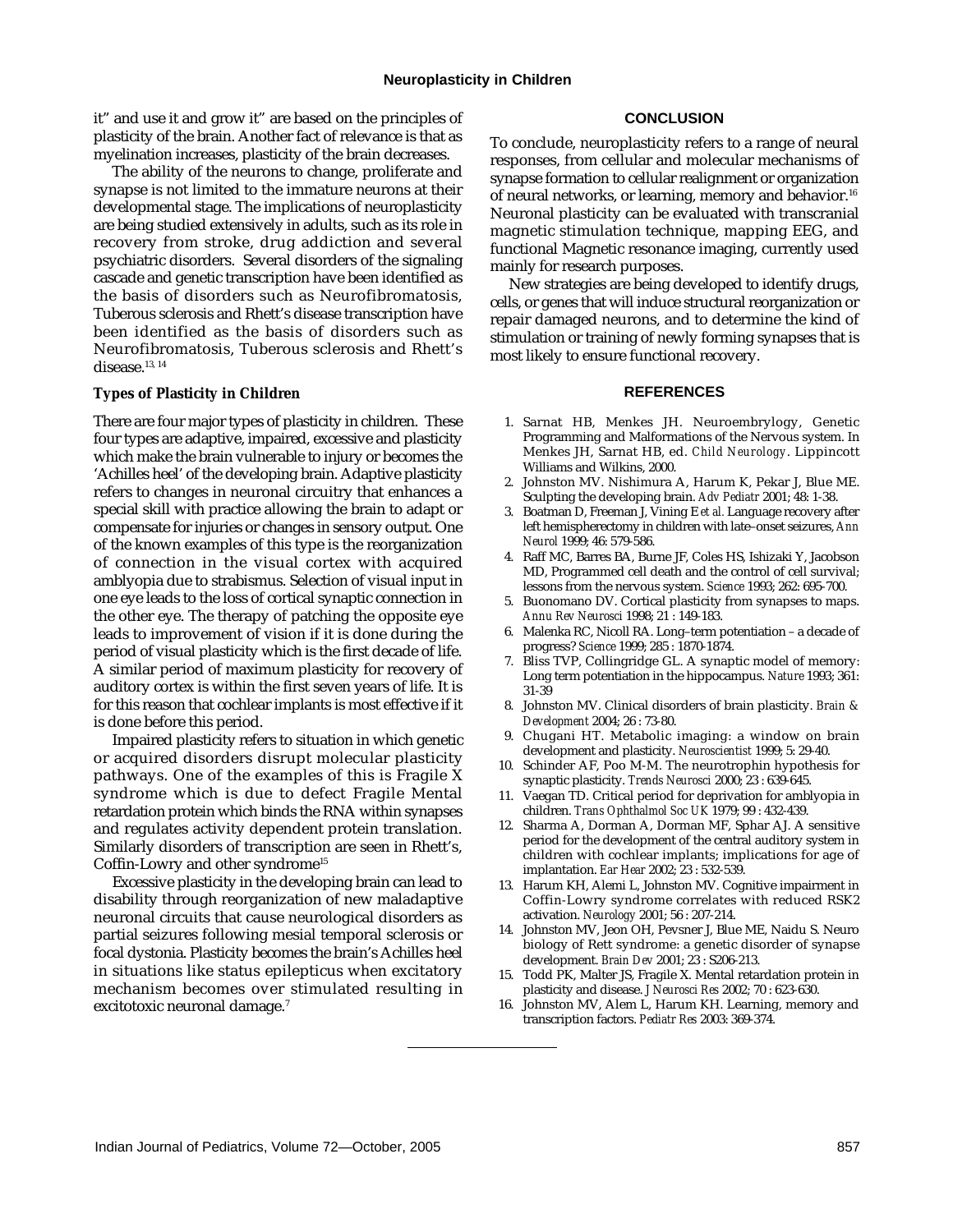it" and use it and grow it" are based on the principles of plasticity of the brain. Another fact of relevance is that as myelination increases, plasticity of the brain decreases.

The ability of the neurons to change, proliferate and synapse is not limited to the immature neurons at their developmental stage. The implications of neuroplasticity are being studied extensively in adults, such as its role in recovery from stroke, drug addiction and several psychiatric disorders. Several disorders of the signaling cascade and genetic transcription have been identified as the basis of disorders such as Neurofibromatosis, Tuberous sclerosis and Rhett's disease transcription have been identified as the basis of disorders such as Neurofibromatosis, Tuberous sclerosis and Rhett's disease.[13, 14]

### Types of Plasticity in Children

There are four major types of plasticity in children. These four types are adaptive, impaired, excessive and plasticity which make the brain vulnerable to injury or becomes the 'Achilles heel' of the developing brain. Adaptive plasticity refers to changes in neuronal circuitry that enhances a special skill with practice allowing the brain to adapt or compensate for injuries or changes in sensory output. One of the known examples of this type is the reorganization of connection in the visual cortex with acquired amblyopia due to strabismus. Selection of visual input in one eye leads to the loss of cortical synaptic connection in the other eye. The therapy of patching the opposite eye leads to improvement of vision if it is done during the period of visual plasticity which is the first decade of life. A similar period of maximum plasticity for recovery of auditory cortex is within the first seven years of life. It is for this reason that cochlear implants is most effective if it is done before this period.

Impaired plasticity refers to situation in which genetic or acquired disorders disrupt molecular plasticity pathways. One of the examples of this is Fragile X syndrome which is due to defect Fragile Mental retardation protein which binds the RNA within synapses and regulates activity dependent protein translation. Similarly disorders of transcription are seen in Rhett's, Coffin-Lowry and other syndrome[15]

Excessive plasticity in the developing brain can lead to disability through reorganization of new maladaptive neuronal circuits that cause neurological disorders as partial seizures following mesial temporal sclerosis or focal dystonia. Plasticity becomes the brain's Achilles heel in situations like status epilepticus when excitatory mechanism becomes over stimulated resulting in excitotoxic neuronal damage.[7]

## CONCLUSION

To conclude, neuroplasticity refers to a range of neural responses, from cellular and molecular mechanisms of synapse formation to cellular realignment or organization of neural networks, or learning, memory and behavior.[16] Neuronal plasticity can be evaluated with transcranial magnetic stimulation technique, mapping EEG, and functional Magnetic resonance imaging, currently used mainly for research purposes.

New strategies are being developed to identify drugs, cells, or genes that will induce structural reorganization or repair damaged neurons, and to determine the kind of stimulation or training of newly forming synapses that is most likely to ensure functional recovery.

## REFERENCES

1. Sarnat HB, Menkes JH. Neuroembryology, Genetic Programming and Malformations of the Nervous system. In Menkes JH, Sarnat HB, ed. *Child Neurology*. Lippincott Williams and Wilkins, 2000.
2. Johnston MV. Nishimura A, Harum K, Pekar J, Blue ME. Sculpting the developing brain. *Adv Pediatr* 2001; 48: 1-38.
3. Boatman D, Freeman J, Vining E *et al.* Language recovery after left hemispherectomy in children with late–onset seizures, *Ann Neurol* 1999; 46: 579-586.
4. Raff MC, Barres BA, Burne JF, Coles HS, Ishizaki Y, Jacobson MD, Programmed cell death and the control of cell survival; lessons from the nervous system. *Science* 1993; 262: 695-700.
5. Buonomano DV. Cortical plasticity from synapses to maps. *Annu Rev Neurosci* 1998; 21 : 149-183.
6. Malenka RC, Nicoll RA. Long–term potentiation – a decade of progress? *Science* 1999; 285 : 1870-1874.
7. Bliss TVP, Collingridge GL. A synaptic model of memory: Long term potentiation in the hippocampus. *Nature* 1993; 361: 31-39
8. Johnston MV. Clinical disorders of brain plasticity. *Brain & Development* 2004; 26 : 73-80.
9. Chugani HT. Metabolic imaging: a window on brain development and plasticity. *Neuroscientist* 1999; 5: 29-40.
10. Schinder AF, Poo M-M. The neurotrophin hypothesis for synaptic plasticity. *Trends Neurosci* 2000; 23 : 639-645.
11. Vaegan TD. Critical period for deprivation for amblyopia in children. *Trans Ophthalmol Soc UK* 1979; 99 : 432-439.
12. Sharma A, Dorman A, Dorman MF, Sphar AJ. A sensitive period for the development of the central auditory system in children with cochlear implants; implications for age of implantation. *Ear Hear* 2002; 23 : 532-539.
13. Harum KH, Alemi L, Johnston MV. Cognitive impairment in Coffin-Lowry syndrome correlates with reduced RSK2 activation. *Neurology* 2001; 56 : 207-214.
14. Johnston MV, Jeon OH, Pevsner J, Blue ME, Naidu S. Neuro biology of Rett syndrome: a genetic disorder of synapse development. *Brain Dev* 2001; 23 : S206-213.
15. Todd PK, Malter JS, Fragile X. Mental retardation protein in plasticity and disease. *J Neurosci Res* 2002; 70 : 623-630.
16. Johnston MV, Alem L, Harum KH. Learning, memory and transcription factors. *Pediatr Res* 2003: 369-374.